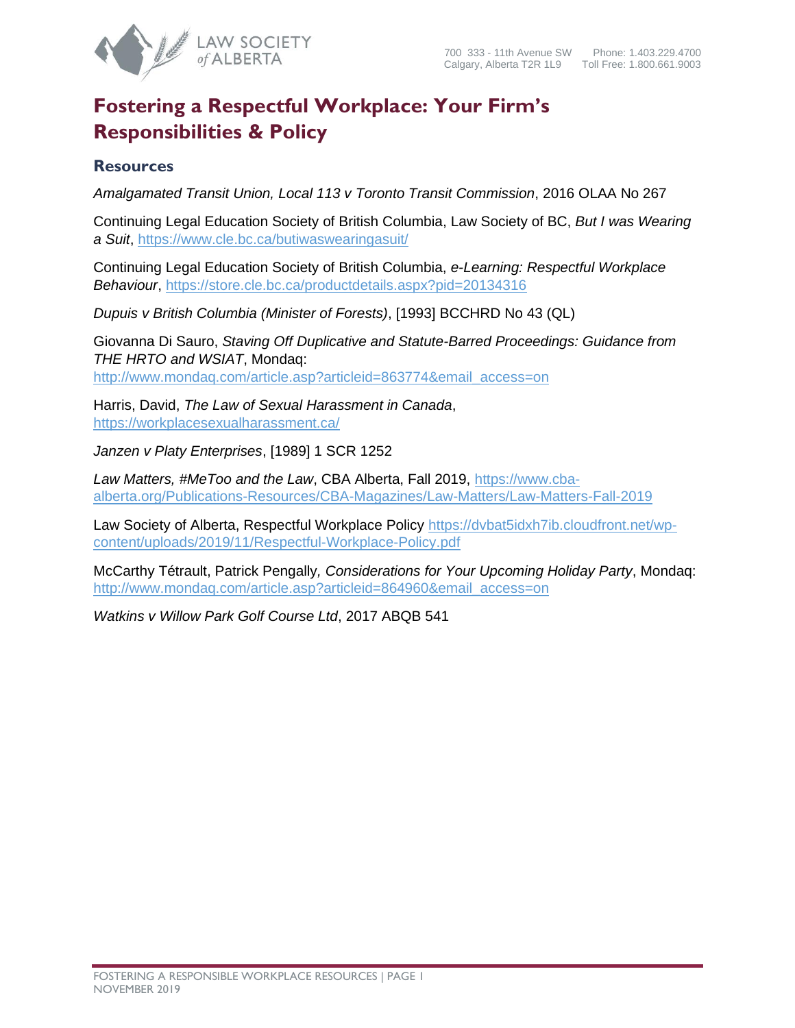# Fostering a Respectful Workplace: Your Firm's Responsibilities & Policy

## Resources

*Amalgamated Transit Union, Local 113 v Toronto Transit Commission*, 2016 OLAA No 267

Continuing Legal Education Society of British Columbia, Law Society of BC, *But I was Wearing a Suit*, https://www.cle.bc.ca/butiwaswearingasuit/

Continuing Legal Education Society of British Columbia, *e-Learning: Respectful Workplace Behaviour*, https://store.cle.bc.ca/productdetails.aspx?pid=20134316

*Dupuis v British Columbia (Minister of Forests)*, [1993] BCCHRD No 43 (QL)

Giovanna Di Sauro, *Staving Off Duplicative and Statute-Barred Proceedings: Guidance from THE HRTO and WSIAT*, Mondaq: http://www.mondaq.com/article.asp?articleid=863774&email_access=on

Harris, David, *The Law of Sexual Harassment in Canada*, https://workplacesexualharassment.ca/

*Janzen v Platy Enterprises*, [1989] 1 SCR 1252

*Law Matters, #MeToo and the Law*, CBA Alberta, Fall 2019, https://www.cba-alberta.org/Publications-Resources/CBA-Magazines/Law-Matters/Law-Matters-Fall-2019

Law Society of Alberta, Respectful Workplace Policy https://dvbat5idxh7ib.cloudfront.net/wp-content/uploads/2019/11/Respectful-Workplace-Policy.pdf

McCarthy Tétrault, Patrick Pengally*, Considerations for Your Upcoming Holiday Party*, Mondaq: http://www.mondaq.com/article.asp?articleid=864960&email_access=on

*Watkins v Willow Park Golf Course Ltd*, 2017 ABQB 541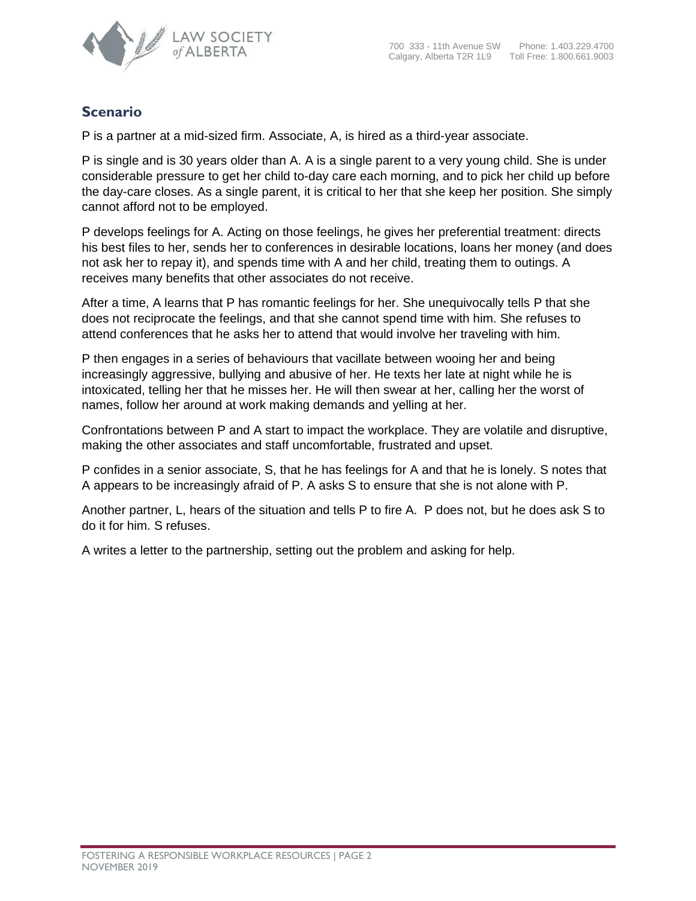## Scenario

P is a partner at a mid-sized firm. Associate, A, is hired as a third-year associate.

P is single and is 30 years older than A. A is a single parent to a very young child. She is under considerable pressure to get her child to-day care each morning, and to pick her child up before the day-care closes. As a single parent, it is critical to her that she keep her position. She simply cannot afford not to be employed.

P develops feelings for A. Acting on those feelings, he gives her preferential treatment: directs his best files to her, sends her to conferences in desirable locations, loans her money (and does not ask her to repay it), and spends time with A and her child, treating them to outings. A receives many benefits that other associates do not receive.

After a time, A learns that P has romantic feelings for her. She unequivocally tells P that she does not reciprocate the feelings, and that she cannot spend time with him. She refuses to attend conferences that he asks her to attend that would involve her traveling with him.

P then engages in a series of behaviours that vacillate between wooing her and being increasingly aggressive, bullying and abusive of her. He texts her late at night while he is intoxicated, telling her that he misses her. He will then swear at her, calling her the worst of names, follow her around at work making demands and yelling at her.

Confrontations between P and A start to impact the workplace. They are volatile and disruptive, making the other associates and staff uncomfortable, frustrated and upset.

P confides in a senior associate, S, that he has feelings for A and that he is lonely. S notes that A appears to be increasingly afraid of P. A asks S to ensure that she is not alone with P.

Another partner, L, hears of the situation and tells P to fire A. P does not, but he does ask S to do it for him. S refuses.

A writes a letter to the partnership, setting out the problem and asking for help.